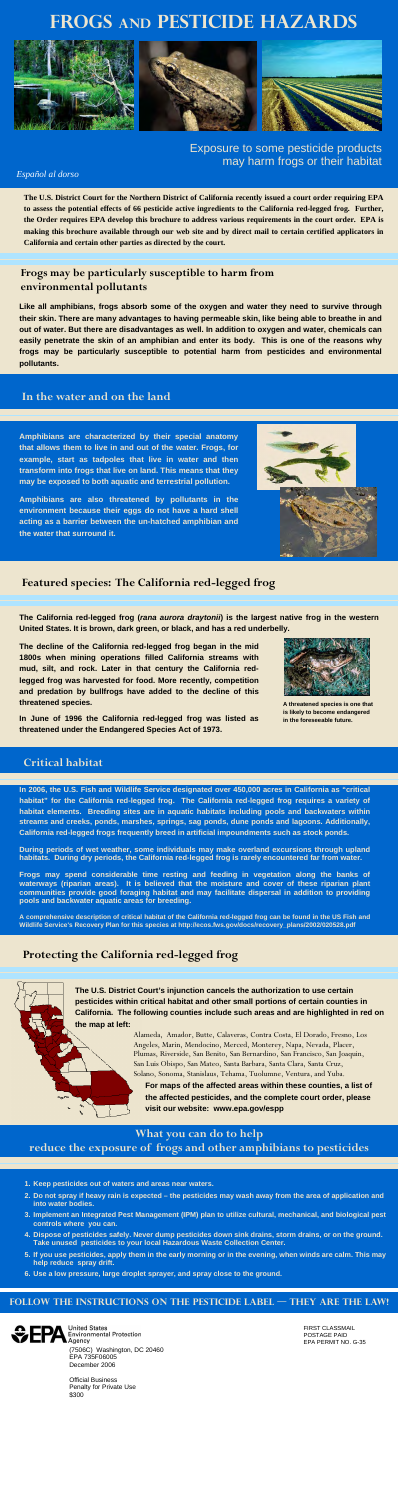# FROGS AND PESTICIDE HAZARDS

Exposure to some pesticide products may harm frogs or their habitat

*Español al dorso*

**The U.S. District Court for the Northern District of California recently issued a court order requiring EPA to assess the potential effects of 66 pesticide active ingredients to the California red-legged frog. Further, the Order requires EPA develop this brochure to address various requirements in the court order. EPA is making this brochure available through our web site and by direct mail to certain certified applicators in California and certain other parties as directed by the court.**

## Frogs may be particularly susceptible to harm from environmental pollutants

**Like all amphibians, frogs absorb some of the oxygen and water they need to survive through their skin. There are many advantages to having permeable skin, like being able to breathe in and out of water. But there are disadvantages as well. In addition to oxygen and water, chemicals can easily penetrate the skin of an amphibian and enter its body. This is one of the reasons why frogs may be particularly susceptible to potential harm from pesticides and environmental pollutants.**

## In the water and on the land

**Amphibians are characterized by their special anatomy that allows them to live in and out of the water. Frogs, for example, start as tadpoles that live in water and then transform into frogs that live on land. This means that they may be exposed to both aquatic and terrestrial pollution.**

**Amphibians are also threatened by pollutants in the environment because their eggs do not have a hard shell acting as a barrier between the un-hatched amphibian and the water that surround it.**

## Featured species: The California red-legged frog

**The California red-legged frog (*rana aurora draytonii*) is the largest native frog in the western United States. It is brown, dark green, or black, and has a red underbelly.**

**The decline of the California red-legged frog began in the mid 1800s when mining operations filled California streams with mud, silt, and rock. Later in that century the California red-legged frog was harvested for food. More recently, competition and predation by bullfrogs have added to the decline of this threatened species.**

**In June of 1996 the California red-legged frog was listed as threatened under the Endangered Species Act of 1973.**

**A threatened species is one that is likely to become endangered in the foreseeable future.**

## Critical habitat

**In 2006, the U.S. Fish and Wildlife Service designated over 450,000 acres in California as "critical habitat" for the California red-legged frog. The California red-legged frog requires a variety of habitat elements. Breeding sites are in aquatic habitats including pools and backwaters within streams and creeks, ponds, marshes, springs, sag ponds, dune ponds and lagoons. Additionally, California red-legged frogs frequently breed in artificial impoundments such as stock ponds.**

**During periods of wet weather, some individuals may make overland excursions through upland habitats. During dry periods, the California red-legged frog is rarely encountered far from water.**

**Frogs may spend considerable time resting and feeding in vegetation along the banks of waterways (riparian areas). It is believed that the moisture and cover of these riparian plant communities provide good foraging habitat and may facilitate dispersal in addition to providing pools and backwater aquatic areas for breeding.**

**A comprehensive description of critical habitat of the California red-legged frog can be found in the US Fish and Wildlife Service's Recovery Plan for this species at http://ecos.fws.gov/docs/recovery_plans/2002/020528.pdf**

## Protecting the California red-legged frog

**The U.S. District Court's injunction cancels the authorization to use certain pesticides within critical habitat and other small portions of certain counties in California. The following counties include such areas and are highlighted in red on the map at left:**

Alameda, Amador, Butte, Calaveras, Contra Costa, El Dorado, Fresno, Los Angeles, Marin, Mendocino, Merced, Monterey, Napa, Nevada, Placer, Plumas, Riverside, San Benito, San Bernardino, San Francisco, San Joaquin, San Luis Obispo, San Mateo, Santa Barbara, Santa Clara, Santa Cruz, Solano, Sonoma, Stanislaus, Tehama, Tuolumne, Ventura, and Yuba.

**For maps of the affected areas within these counties, a list of the affected pesticides, and the complete court order, please visit our website: www.epa.gov/espp**

## What you can do to help reduce the exposure of frogs and other amphibians to pesticides

1. **Keep pesticides out of waters and areas near waters.**
2. **Do not spray if heavy rain is expected – the pesticides may wash away from the area of application and into water bodies.**
3. **Implement an Integrated Pest Management (IPM) plan to utilize cultural, mechanical, and biological pest controls where you can.**
4. **Dispose of pesticides safely. Never dump pesticides down sink drains, storm drains, or on the ground. Take unused pesticides to your local Hazardous Waste Collection Center.**
5. **If you use pesticides, apply them in the early morning or in the evening, when winds are calm. This may help reduce spray drift.**
6. **Use a low pressure, large droplet sprayer, and spray close to the ground.**

## FOLLOW THE INSTRUCTIONS ON THE PESTICIDE LABEL — THEY ARE THE LAW!

EPA United States Environmental Protection Agency
(7506C) Washington, DC 20460
EPA 735F06005
December 2006

Official Business
Penalty for Private Use
$300

FIRST CLASSMAIL
POSTAGE PAID
EPA PERMIT NO. G-35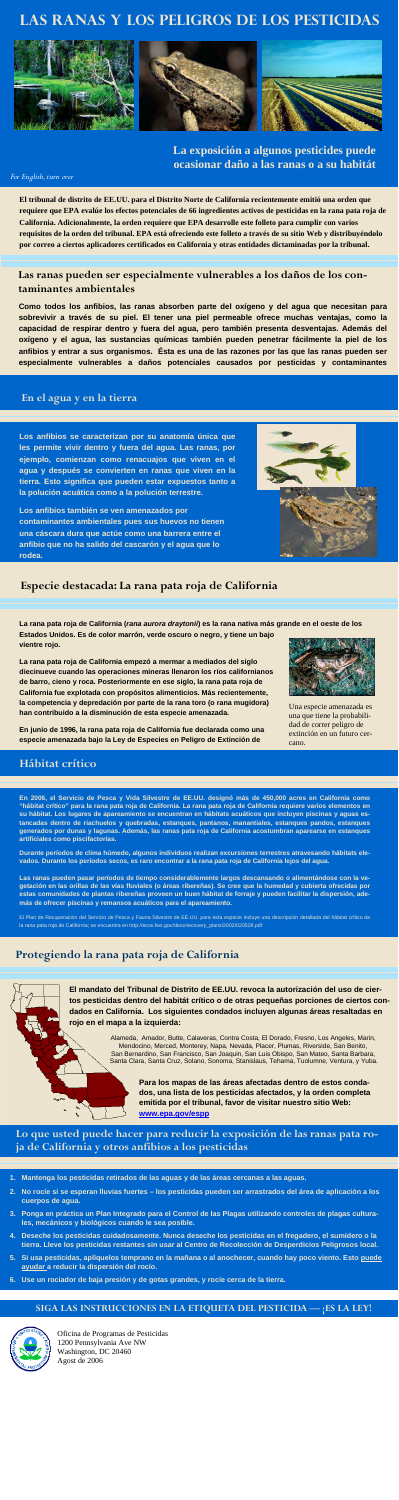# Las ranas y los peligros de los pesticidas

## La exposición a algunos pesticides puede ocasionar daño a las ranas o a su habitát

*For English, turn over*

**El tribunal de distrito de EE.UU. para el Distrito Norte de California recientemente emitió una orden que requiere que EPA evalúe los efectos potenciales de 66 ingredientes activos de pesticidas en la rana pata roja de California. Adicionalmente, la orden requiere que EPA desarrolle este folleto para cumplir con varios requisitos de la orden del tribunal. EPA está ofreciendo este folleto a través de su sitio Web y distribuyéndolo por correo a ciertos aplicadores certificados en California y otras entidades dictaminadas por el tribunal.**

## Las ranas pueden ser especialmente vulnerables a los daños de los contaminantes ambientales

**Como todos los anfibios, las ranas absorben parte del oxígeno y del agua que necesitan para sobrevivir a través de su piel. El tener una piel permeable ofrece muchas ventajas, como la capacidad de respirar dentro y fuera del agua, pero también presenta desventajas. Además del oxígeno y el agua, las sustancias químicas también pueden penetrar fácilmente la piel de los anfibios y entrar a sus organismos. Ésta es una de las razones por las que las ranas pueden ser especialmente vulnerables a daños potenciales causados por pesticidas y contaminantes**

## En el agua y en la tierra

**Los anfibios se caracterizan por su anatomía única que les permite vivir dentro y fuera del agua. Las ranas, por ejemplo, comienzan como renacuajos que viven en el agua y después se convierten en ranas que viven en la tierra. Esto significa que pueden estar expuestos tanto a la polución acuática como a la polución terrestre.**

**Los anfibios también se ven amenazados por contaminantes ambientales pues sus huevos no tienen una cáscara dura que actúe como una barrera entre el anfibio que no ha salido del cascarón y el agua que lo rodea.**

## Especie destacada: La rana pata roja de California

**La rana pata roja de California (*rana aurora draytonii*) es la rana nativa más grande en el oeste de los Estados Unidos. Es de color marrón, verde oscuro o negro, y tiene un bajo vientre rojo.**

**La rana pata roja de California empezó a mermar a mediados del siglo diecinueve cuando las operaciones mineras llenaron los ríos californianos de barro, cieno y roca. Posteriormente en ese siglo, la rana pata roja de California fue explotada con propósitos alimenticios. Más recientemente, la competencia y depredación por parte de la rana toro (o rana mugidora) han contribuido a la disminución de esta especie amenazada.**

**En junio de 1996, la rana pata roja de California fue declarada como una especie amenazada bajo la Ley de Especies en Peligro de Extinción de**

Una especie amenazada es una que tiene la probabilidad de correr peligro de extinción en un futuro cercano.

## Hábitat crítico

**En 2006, el Servicio de Pesca y Vida Silvestre de EE.UU. designó más de 450,000 acres en California como "hábitat crítico" para la rana pata roja de California. La rana pata roja de California requiere varios elementos en su hábitat. Los lugares de apareamiento se encuentran en hábitats acuáticos que incluyen piscinas y aguas estancadas dentro de riachuelos y quebradas, estanques, pantanos, manantiales, estanques pandos, estanques generados por dunas y lagunas. Además, las ranas pata roja de California acostumbran aparearse en estanques artificiales como pilas/bebederos.**

**Durante periodos de clima húmedo, algunos individuos realizan excursiones terrestres atravesando hábitats elevados. Durante los periodos secos, es raro encontrar a la rana pata roja de California lejos del agua.**

**Las ranas pueden pasar periodos de tiempo considerablemente largos descansando o alimentándose con la vegetación en las orillas de las vías fluviales (o áreas ribereñas). Se cree que la humedad y cubierta ofrecidas por estas comunidades de plantas ribereñas proveen un buen hábitat de forraje y pueden facilitar la dispersión, además de ofrecer piscinas y remansos acuáticos para el apareamiento.**

El Plan de Recuperación del Servicio de Pesca y Fauna Silvestre de EE.UU. para esta especie incluye una descripción detallada del hábitat crítico de la rana pata roja de California; se encuentra en http://ecos.fws.gov/docs/recovery_plans/2002/020528.pdf

## Protegiendo la rana pata roja de California

**El mandato del Tribunal de Distrito de EE.UU. revoca la autorización del uso de ciertos pesticidas dentro del hábitat crítico o de otras pequeñas porciones de ciertos condados en California. Los siguientes condados incluyen algunas áreas resaltadas en rojo en el mapa a la izquierda:**

Alameda, Amador, Butte, Calaveras, Contra Costa, El Dorado, Fresno, Los Angeles, Marin, Mendocino, Merced, Monterey, Napa, Nevada, Placer, Plumas, Riverside, San Benito, San Bernardino, San Francisco, San Joaquin, San Luis Obispo, San Mateo, Santa Barbara, Santa Clara, Santa Cruz, Solano, Sonoma, Stanislaus, Tehama, Tuolumne, Ventura, y Yuba.

**Para los mapas de las áreas afectadas dentro de estos condados, una lista de los pesticidas afectados, y la orden completa emitida por el tribunal, favor de visitar nuestro sitio Web: www.epa.gov/espp**

## Lo que usted puede hacer para reducir la exposición de las ranas pata roja de California y otros anfibios a los pesticidas

1. **Mantenga los pesticidas retirados de las aguas y de las áreas cercanas a las aguas.**
2. **No rocíe si se esperan lluvias fuertes – los pesticidas pueden ser arrastrados del área de aplicación a los cuerpos de agua.**
3. **Ponga en práctica un Plan Integrado para el Control de las Plagas utilizando controles de plagas culturales, mecánicos y biológicos cuando le sea posible.**
4. **Deseche los pesticidas cuidadosamente. Nunca deseche los pesticidas en el fregadero, el sumidero o la tierra. Lleve los pesticidas restantes sin usar al Centro de Recolección de Desperdicios Peligrosos local.**
5. **Si usa pesticidas, aplíquelos temprano en la mañana o al anochecer, cuando hay poco viento. Esto puede ayudar a reducir la dispersión del rocío.**
6. **Use un rociador de baja presión y de gotas grandes, y rocíe cerca de la tierra.**

## Siga las instrucciones en la etiqueta del pesticida — ¡es la ley!

Oficina de Programas de Pesticidas
1200 Pennsylvania Ave NW
Washington, DC 20460
Agost de 2006